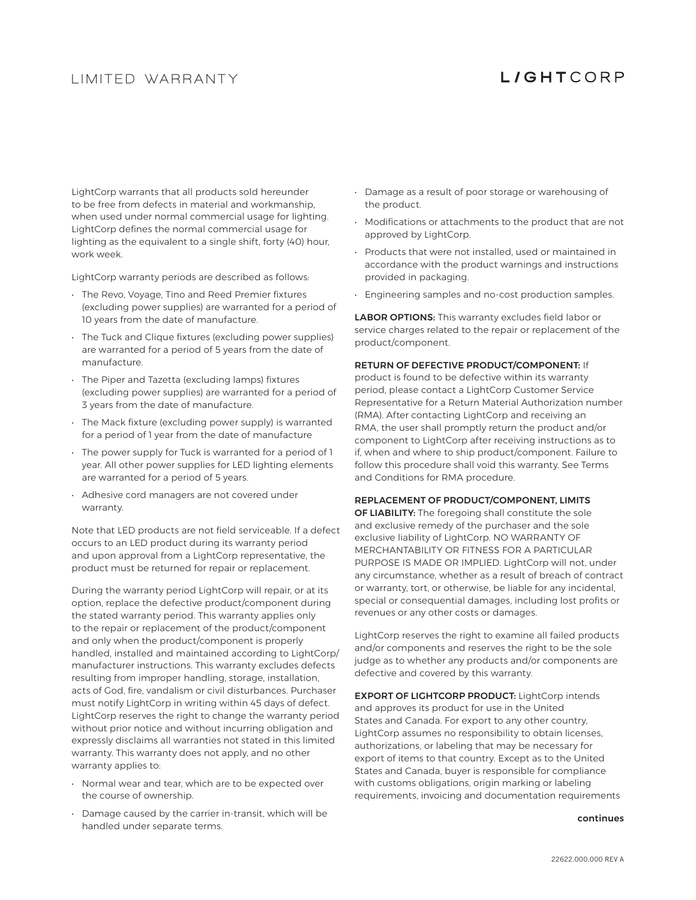# LIMITED WARRANTY

**LIGHTCORP**

LightCorp warrants that all products sold hereunder to be free from defects in material and workmanship, when used under normal commercial usage for lighting. LightCorp defines the normal commercial usage for lighting as the equivalent to a single shift, forty (40) hour, work week.

LightCorp warranty periods are described as follows:

- The Revo, Voyage, Tino and Reed Premier fixtures (excluding power supplies) are warranted for a period of 10 years from the date of manufacture.
- The Tuck and Clique fixtures (excluding power supplies) are warranted for a period of 5 years from the date of manufacture.
- The Piper and Tazetta (excluding lamps) fixtures (excluding power supplies) are warranted for a period of 3 years from the date of manufacture.
- The Mack fixture (excluding power supply) is warranted for a period of 1 year from the date of manufacture
- The power supply for Tuck is warranted for a period of 1 year. All other power supplies for LED lighting elements are warranted for a period of 5 years.
- Adhesive cord managers are not covered under warranty.

Note that LED products are not field serviceable. If a defect occurs to an LED product during its warranty period and upon approval from a LightCorp representative, the product must be returned for repair or replacement.

During the warranty period LightCorp will repair, or at its option, replace the defective product/component during the stated warranty period. This warranty applies only to the repair or replacement of the product/component and only when the product/component is properly handled, installed and maintained according to LightCorp/manufacturer instructions. This warranty excludes defects resulting from improper handling, storage, installation, acts of God, fire, vandalism or civil disturbances. Purchaser must notify LightCorp in writing within 45 days of defect. LightCorp reserves the right to change the warranty period without prior notice and without incurring obligation and expressly disclaims all warranties not stated in this limited warranty. This warranty does not apply, and no other warranty applies to:

- Normal wear and tear, which are to be expected over the course of ownership.
- Damage caused by the carrier in-transit, which will be handled under separate terms.
- Damage as a result of poor storage or warehousing of the product.
- Modifications or attachments to the product that are not approved by LightCorp.
- Products that were not installed, used or maintained in accordance with the product warnings and instructions provided in packaging.
- Engineering samples and no-cost production samples.

**LABOR OPTIONS:** This warranty excludes field labor or service charges related to the repair or replacement of the product/component.

**RETURN OF DEFECTIVE PRODUCT/COMPONENT:** If product is found to be defective within its warranty period, please contact a LightCorp Customer Service Representative for a Return Material Authorization number (RMA). After contacting LightCorp and receiving an RMA, the user shall promptly return the product and/or component to LightCorp after receiving instructions as to if, when and where to ship product/component. Failure to follow this procedure shall void this warranty. See Terms and Conditions for RMA procedure.

**REPLACEMENT OF PRODUCT/COMPONENT, LIMITS OF LIABILITY:** The foregoing shall constitute the sole and exclusive remedy of the purchaser and the sole exclusive liability of LightCorp. NO WARRANTY OF MERCHANTABILITY OR FITNESS FOR A PARTICULAR PURPOSE IS MADE OR IMPLIED. LightCorp will not, under any circumstance, whether as a result of breach of contract or warranty, tort, or otherwise, be liable for any incidental, special or consequential damages, including lost profits or revenues or any other costs or damages.

LightCorp reserves the right to examine all failed products and/or components and reserves the right to be the sole judge as to whether any products and/or components are defective and covered by this warranty.

**EXPORT OF LIGHTCORP PRODUCT:** LightCorp intends and approves its product for use in the United States and Canada. For export to any other country, LightCorp assumes no responsibility to obtain licenses, authorizations, or labeling that may be necessary for export of items to that country. Except as to the United States and Canada, buyer is responsible for compliance with customs obligations, origin marking or labeling requirements, invoicing and documentation requirements

**continues**

22622.000.000 REV A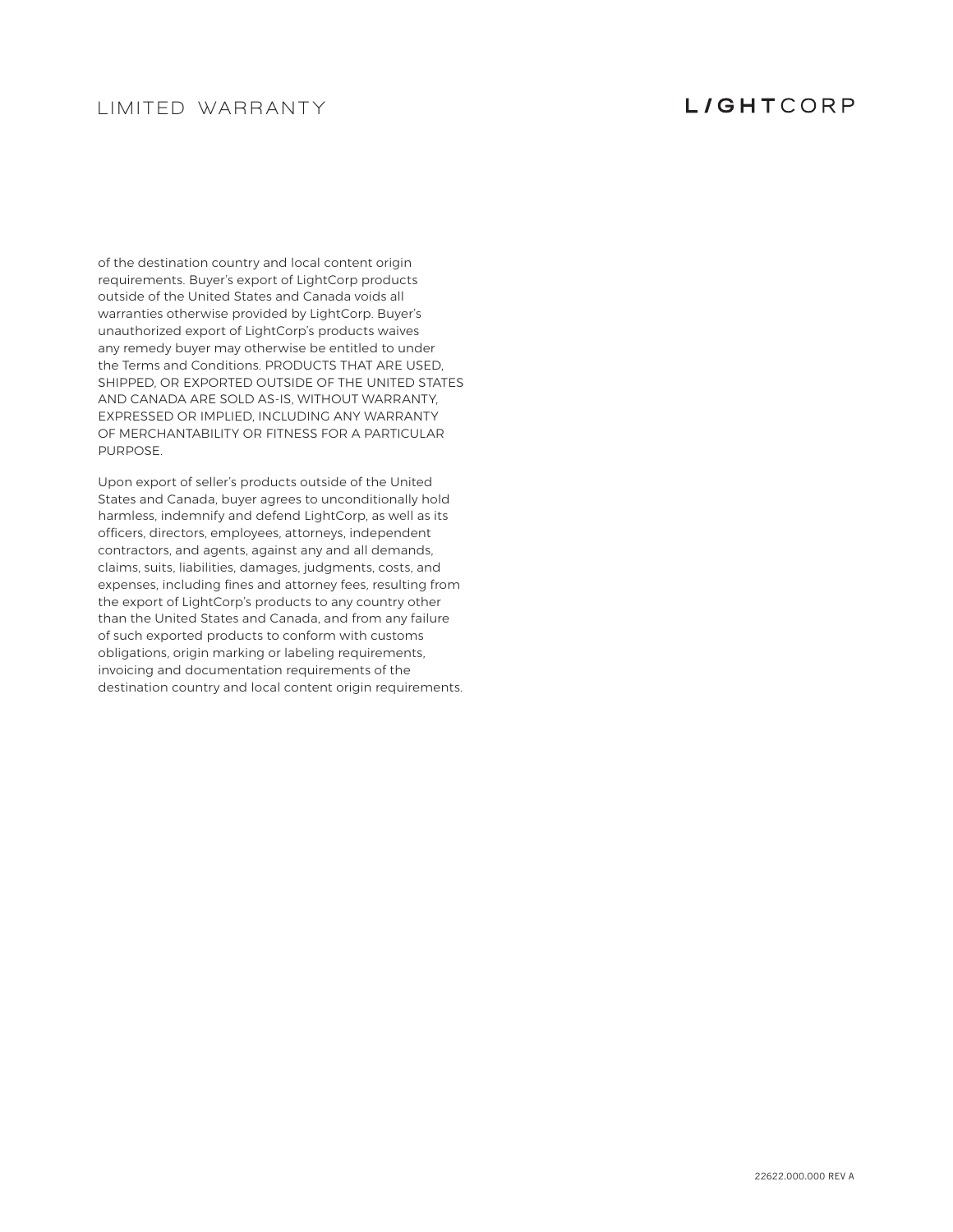of the destination country and local content origin requirements. Buyer's export of LightCorp products outside of the United States and Canada voids all warranties otherwise provided by LightCorp. Buyer's unauthorized export of LightCorp's products waives any remedy buyer may otherwise be entitled to under the Terms and Conditions. PRODUCTS THAT ARE USED, SHIPPED, OR EXPORTED OUTSIDE OF THE UNITED STATES AND CANADA ARE SOLD AS-IS, WITHOUT WARRANTY, EXPRESSED OR IMPLIED, INCLUDING ANY WARRANTY OF MERCHANTABILITY OR FITNESS FOR A PARTICULAR PURPOSE.

Upon export of seller's products outside of the United States and Canada, buyer agrees to unconditionally hold harmless, indemnify and defend LightCorp, as well as its officers, directors, employees, attorneys, independent contractors, and agents, against any and all demands, claims, suits, liabilities, damages, judgments, costs, and expenses, including fines and attorney fees, resulting from the export of LightCorp's products to any country other than the United States and Canada, and from any failure of such exported products to conform with customs obligations, origin marking or labeling requirements, invoicing and documentation requirements of the destination country and local content origin requirements.

22622.000.000 REV A